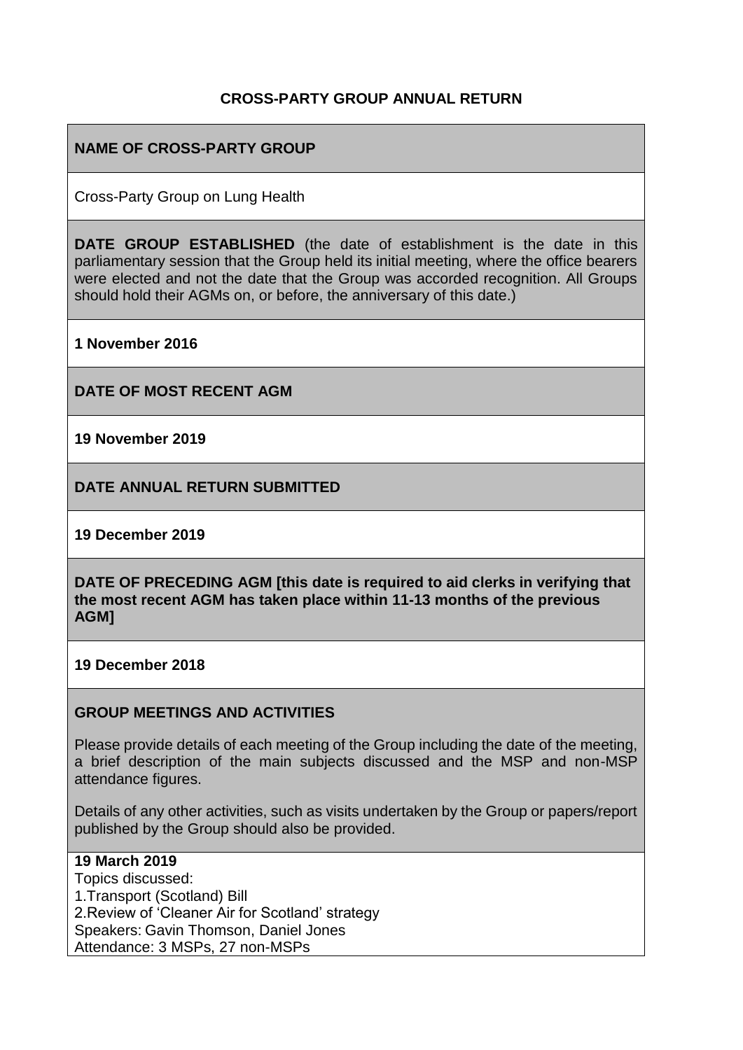**CROSS-PARTY GROUP ANNUAL RETURN**

**NAME OF CROSS-PARTY GROUP**

Cross-Party Group on Lung Health

**DATE GROUP ESTABLISHED** (the date of establishment is the date in this parliamentary session that the Group held its initial meeting, where the office bearers were elected and not the date that the Group was accorded recognition. All Groups should hold their AGMs on, or before, the anniversary of this date.)

**1 November 2016**

**DATE OF MOST RECENT AGM**

**19 November 2019**

**DATE ANNUAL RETURN SUBMITTED**

**19 December 2019**

**DATE OF PRECEDING AGM [this date is required to aid clerks in verifying that the most recent AGM has taken place within 11-13 months of the previous AGM]**

**19 December 2018**

**GROUP MEETINGS AND ACTIVITIES**

Please provide details of each meeting of the Group including the date of the meeting, a brief description of the main subjects discussed and the MSP and non-MSP attendance figures.

Details of any other activities, such as visits undertaken by the Group or papers/report published by the Group should also be provided.

**19 March 2019**
Topics discussed:
1.Transport (Scotland) Bill
2.Review of 'Cleaner Air for Scotland' strategy
Speakers: Gavin Thomson, Daniel Jones
Attendance: 3 MSPs, 27 non-MSPs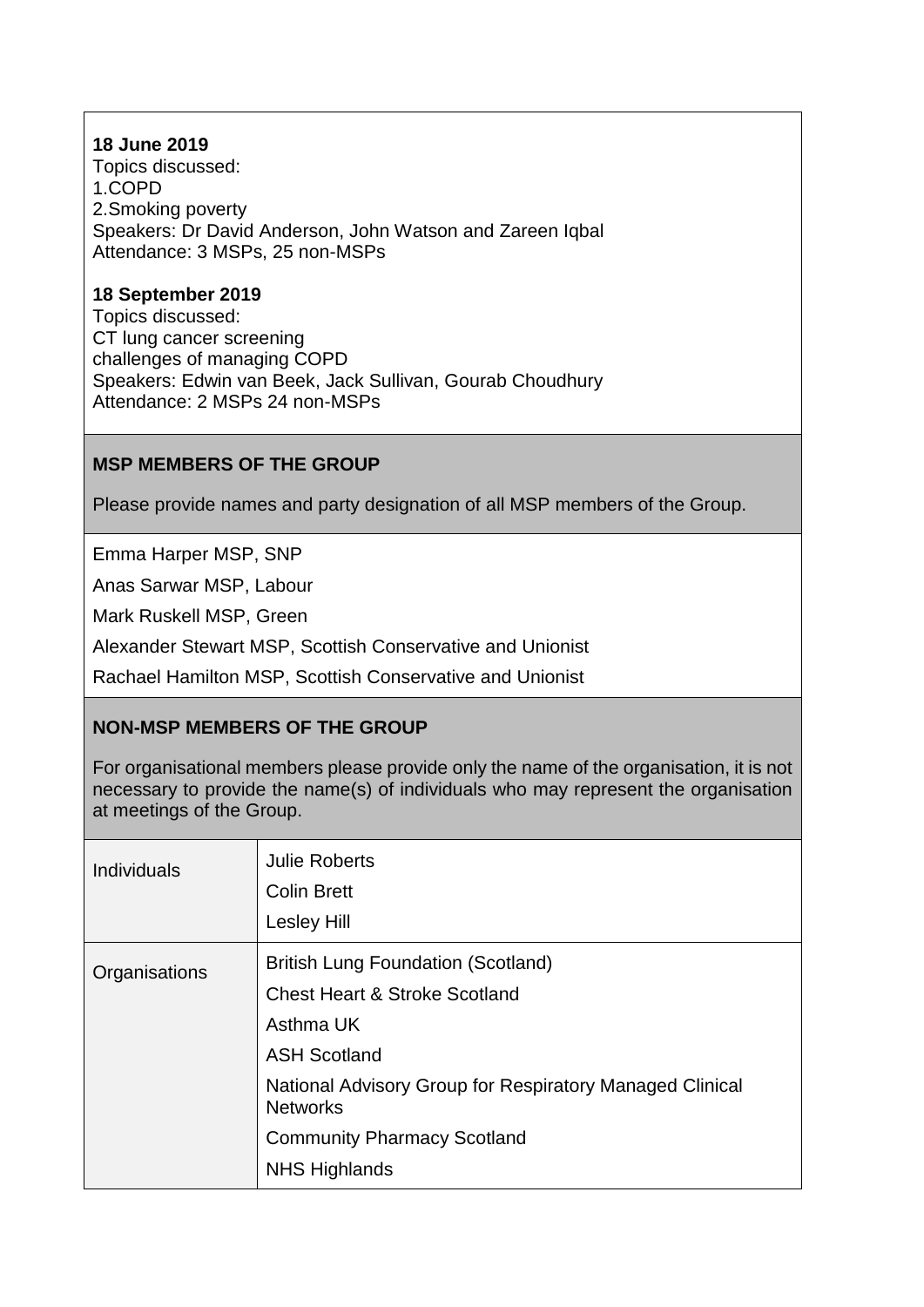**18 June 2019**
Topics discussed:
1.COPD
2.Smoking poverty
Speakers: Dr David Anderson, John Watson and Zareen Iqbal
Attendance: 3 MSPs, 25 non-MSPs

**18 September 2019**
Topics discussed:
CT lung cancer screening
challenges of managing COPD
Speakers: Edwin van Beek, Jack Sullivan, Gourab Choudhury
Attendance: 2 MSPs 24 non-MSPs

## MSP MEMBERS OF THE GROUP

Please provide names and party designation of all MSP members of the Group.

Emma Harper MSP, SNP

Anas Sarwar MSP, Labour

Mark Ruskell MSP, Green

Alexander Stewart MSP, Scottish Conservative and Unionist

Rachael Hamilton MSP, Scottish Conservative and Unionist

## NON-MSP MEMBERS OF THE GROUP

For organisational members please provide only the name of the organisation, it is not necessary to provide the name(s) of individuals who may represent the organisation at meetings of the Group.

| | |
|---|---|
| Individuals | Julie Roberts<br>Colin Brett<br>Lesley Hill |
| Organisations | British Lung Foundation (Scotland)<br>Chest Heart & Stroke Scotland<br>Asthma UK<br>ASH Scotland<br>National Advisory Group for Respiratory Managed Clinical Networks<br>Community Pharmacy Scotland<br>NHS Highlands |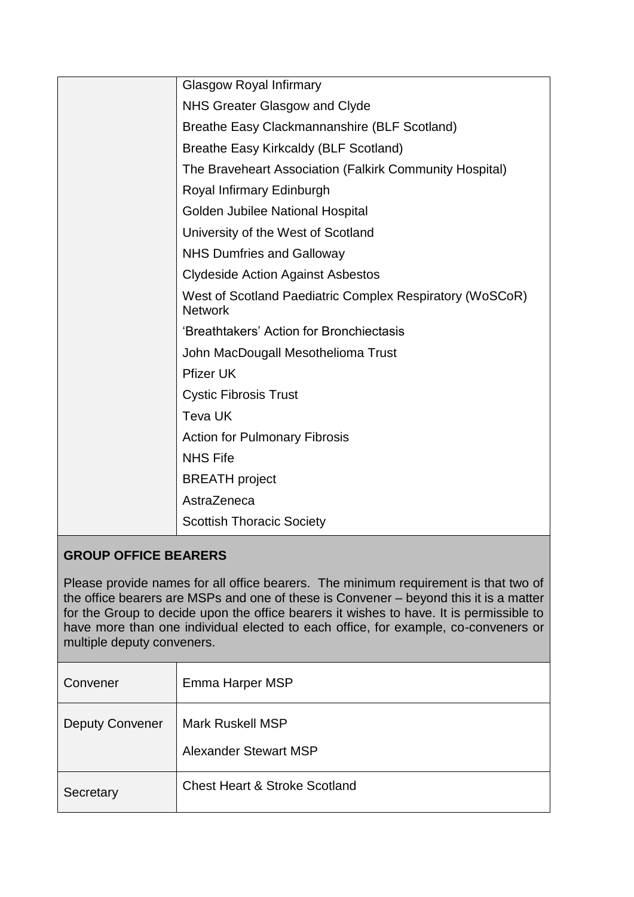| | |
|---|---|
| | Glasgow Royal Infirmary |
| | NHS Greater Glasgow and Clyde |
| | Breathe Easy Clackmannanshire (BLF Scotland) |
| | Breathe Easy Kirkcaldy (BLF Scotland) |
| | The Braveheart Association (Falkirk Community Hospital) |
| | Royal Infirmary Edinburgh |
| | Golden Jubilee National Hospital |
| | University of the West of Scotland |
| | NHS Dumfries and Galloway |
| | Clydeside Action Against Asbestos |
| | West of Scotland Paediatric Complex Respiratory (WoSCoR) Network |
| | 'Breathtakers' Action for Bronchiectasis |
| | John MacDougall Mesothelioma Trust |
| | Pfizer UK |
| | Cystic Fibrosis Trust |
| | Teva UK |
| | Action for Pulmonary Fibrosis |
| | NHS Fife |
| | BREATH project |
| | AstraZeneca |
| | Scottish Thoracic Society |

**GROUP OFFICE BEARERS**

Please provide names for all office bearers. The minimum requirement is that two of the office bearers are MSPs and one of these is Convener – beyond this it is a matter for the Group to decide upon the office bearers it wishes to have. It is permissible to have more than one individual elected to each office, for example, co-conveners or multiple deputy conveners.

| | |
|---|---|
| Convener | Emma Harper MSP |
| Deputy Convener | Mark Ruskell MSP<br>Alexander Stewart MSP |
| Secretary | Chest Heart & Stroke Scotland |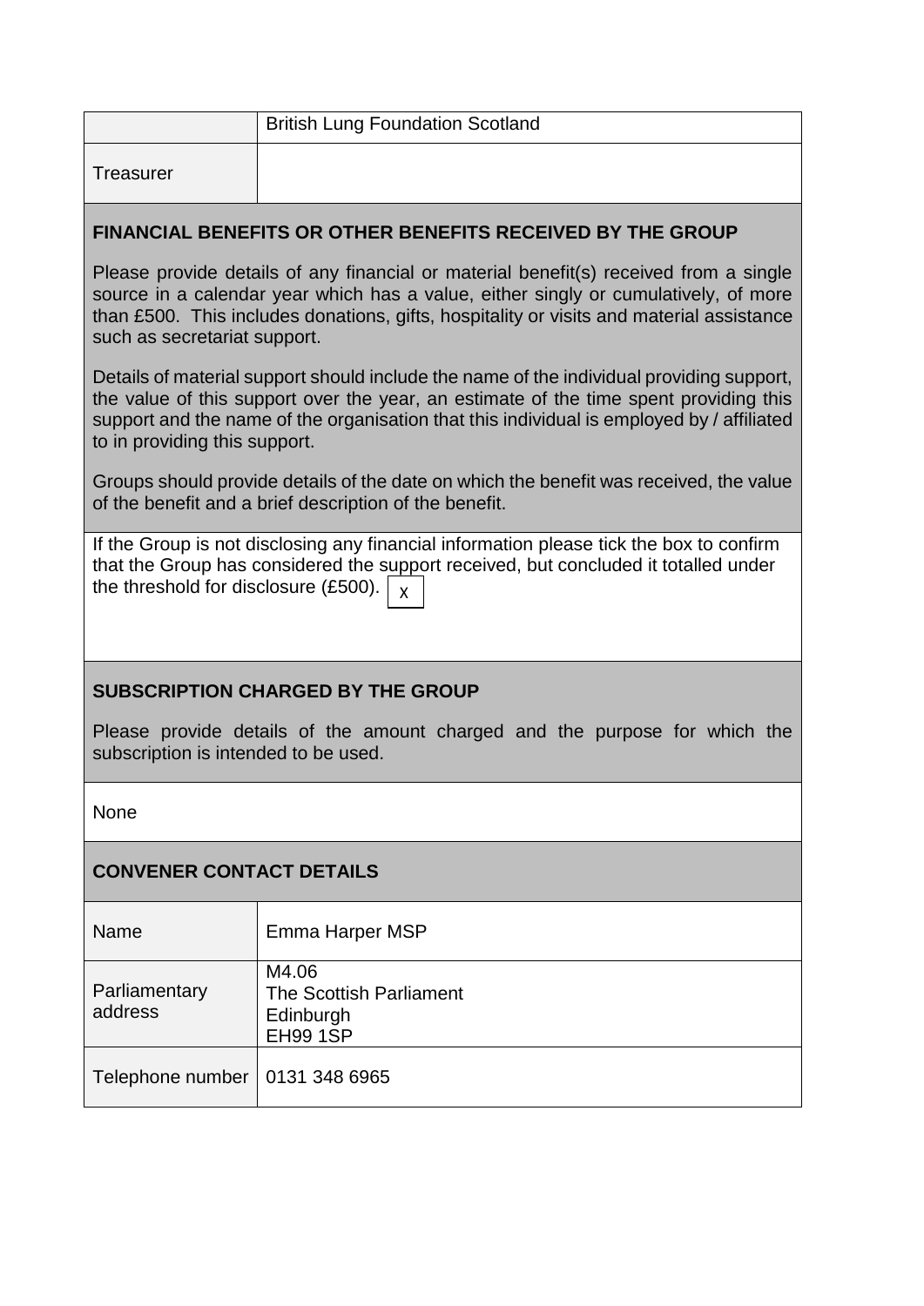| | |
|---|---|
| | British Lung Foundation Scotland |
| Treasurer | |

**FINANCIAL BENEFITS OR OTHER BENEFITS RECEIVED BY THE GROUP**

Please provide details of any financial or material benefit(s) received from a single source in a calendar year which has a value, either singly or cumulatively, of more than £500. This includes donations, gifts, hospitality or visits and material assistance such as secretariat support.

Details of material support should include the name of the individual providing support, the value of this support over the year, an estimate of the time spent providing this support and the name of the organisation that this individual is employed by / affiliated to in providing this support.

Groups should provide details of the date on which the benefit was received, the value of the benefit and a brief description of the benefit.

If the Group is not disclosing any financial information please tick the box to confirm that the Group has considered the support received, but concluded it totalled under the threshold for disclosure (£500). [x]

**SUBSCRIPTION CHARGED BY THE GROUP**

Please provide details of the amount charged and the purpose for which the subscription is intended to be used.

None

**CONVENER CONTACT DETAILS**

| | |
|---|---|
| Name | Emma Harper MSP |
| Parliamentary address | M4.06<br>The Scottish Parliament<br>Edinburgh<br>EH99 1SP |
| Telephone number | 0131 348 6965 |